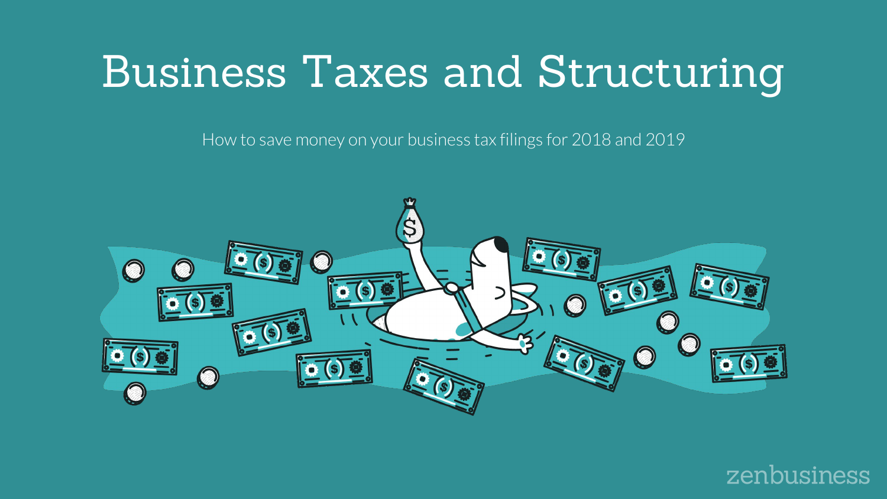# Business Taxes and Structuring

How to save money on your business tax filings for 2018 and 2019

zenbusiness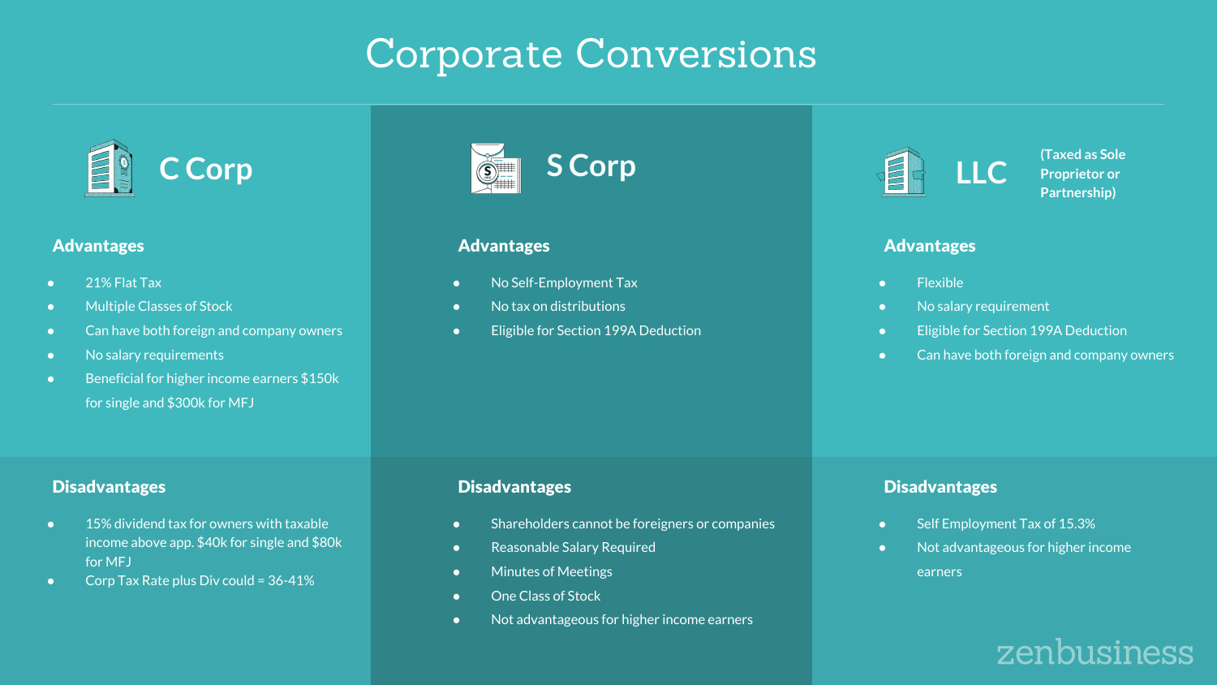# Corporate Conversions

## C Corp

### Advantages

- 21% Flat Tax
- Multiple Classes of Stock
- Can have both foreign and company owners
- No salary requirements
- Beneficial for higher income earners $150k for single and $300k for MFJ

### Disadvantages

- 15% dividend tax for owners with taxable income above app. $40k for single and $80k for MFJ
- Corp Tax Rate plus Div could = 36-41%

## S Corp

### Advantages

- No Self-Employment Tax
- No tax on distributions
- Eligible for Section 199A Deduction

### Disadvantages

- Shareholders cannot be foreigners or companies
- Reasonable Salary Required
- Minutes of Meetings
- One Class of Stock
- Not advantageous for higher income earners

## LLC (Taxed as Sole Proprietor or Partnership)

### Advantages

- Flexible
- No salary requirement
- Eligible for Section 199A Deduction
- Can have both foreign and company owners

### Disadvantages

- Self Employment Tax of 15.3%
- Not advantageous for higher income earners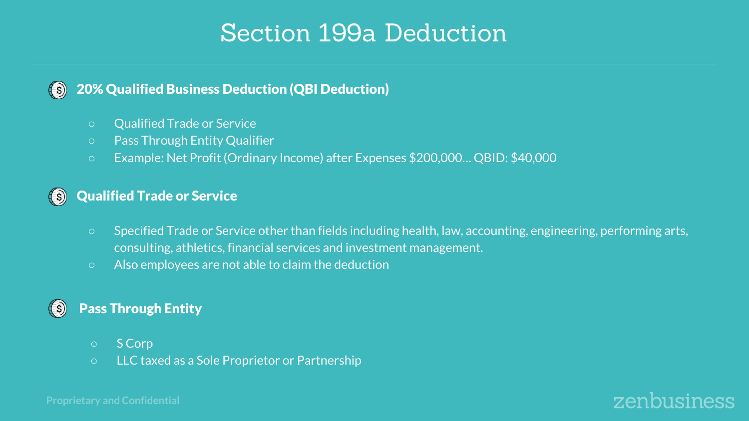# Section 199a Deduction

## 20% Qualified Business Deduction (QBI Deduction)

- Qualified Trade or Service
- Pass Through Entity Qualifier
- Example: Net Profit (Ordinary Income) after Expenses $200,000… QBID: $40,000

## Qualified Trade or Service

- Specified Trade or Service other than fields including health, law, accounting, engineering, performing arts, consulting, athletics, financial services and investment management.
- Also employees are not able to claim the deduction

## Pass Through Entity

- S Corp
- LLC taxed as a Sole Proprietor or Partnership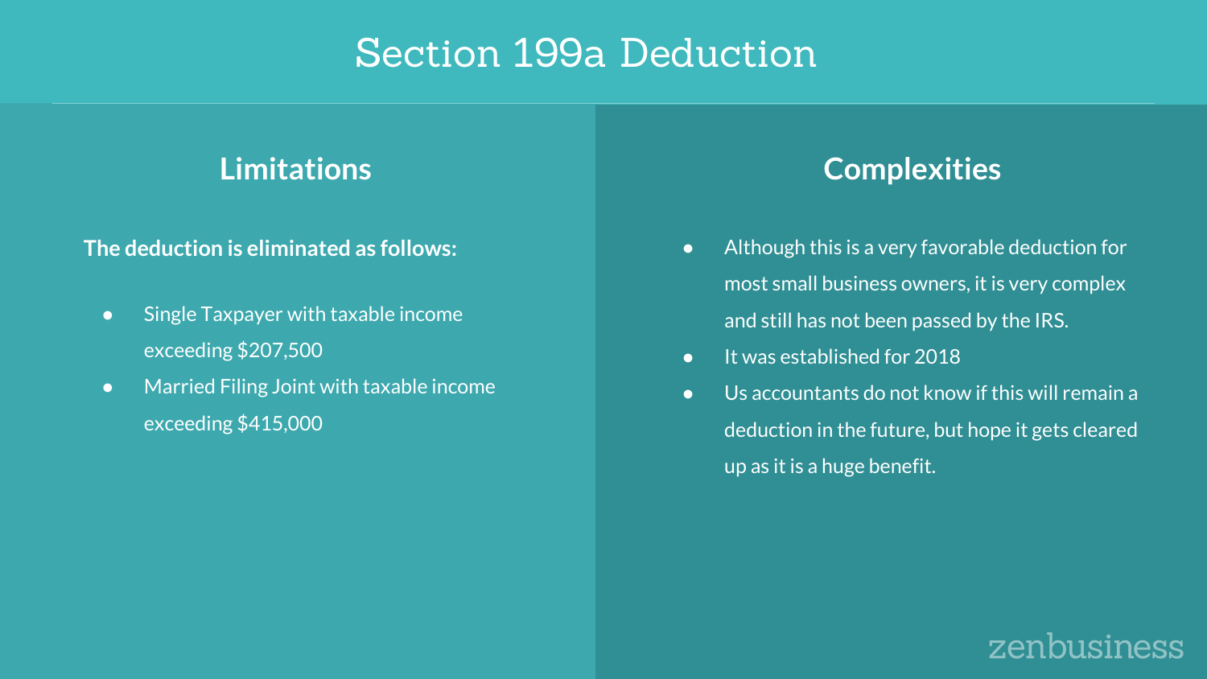# Section 199a Deduction

## Limitations

**The deduction is eliminated as follows:**

- Single Taxpayer with taxable income exceeding $207,500
- Married Filing Joint with taxable income exceeding $415,000

## Complexities

- Although this is a very favorable deduction for most small business owners, it is very complex and still has not been passed by the IRS.
- It was established for 2018
- Us accountants do not know if this will remain a deduction in the future, but hope it gets cleared up as it is a huge benefit.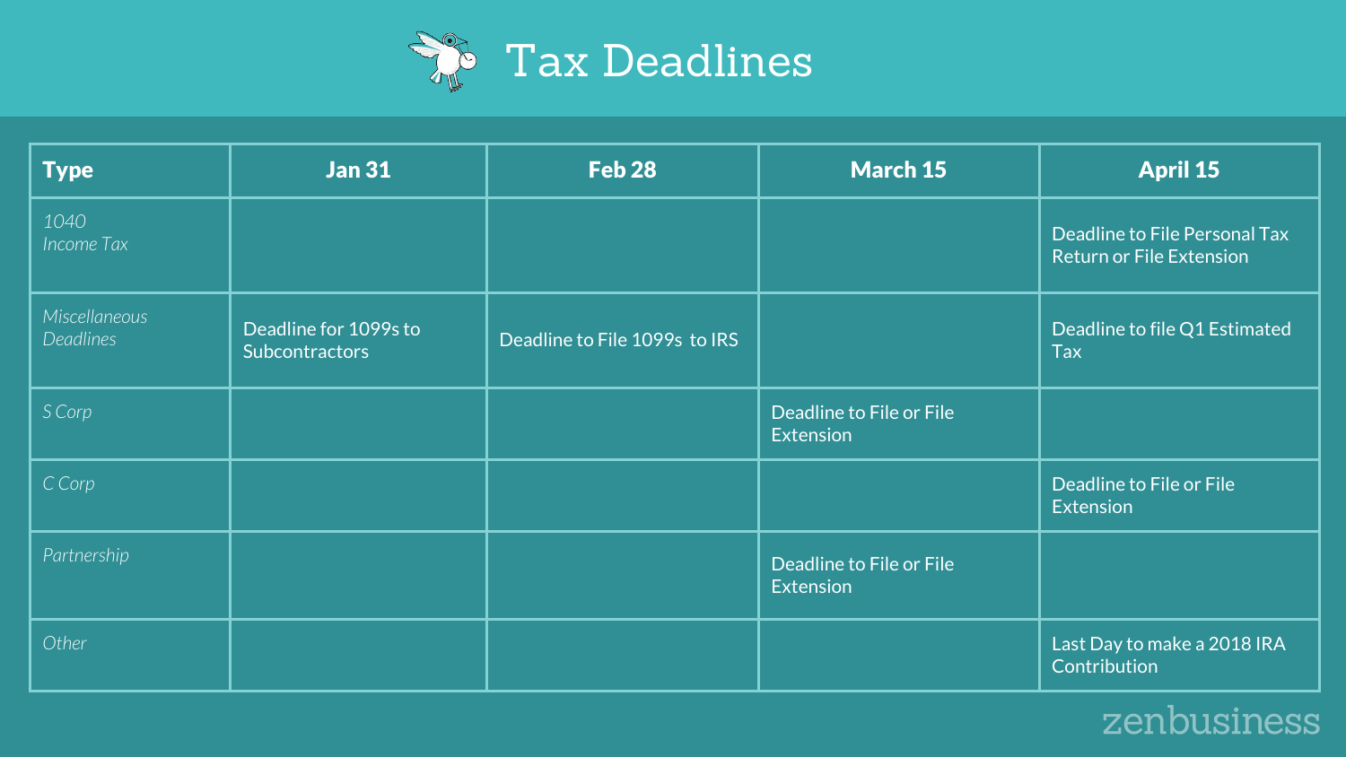# Tax Deadlines

| Type | Jan 31 | Feb 28 | March 15 | April 15 |
|---|---|---|---|---|
| *1040 Income Tax* | | | | Deadline to File Personal Tax Return or File Extension |
| *Miscellaneous Deadlines* | Deadline for 1099s to Subcontractors | Deadline to File 1099s to IRS | | Deadline to file Q1 Estimated Tax |
| *S Corp* | | | Deadline to File or File Extension | |
| *C Corp* | | | | Deadline to File or File Extension |
| *Partnership* | | | Deadline to File or File Extension | |
| *Other* | | | | Last Day to make a 2018 IRA Contribution |

zenbusiness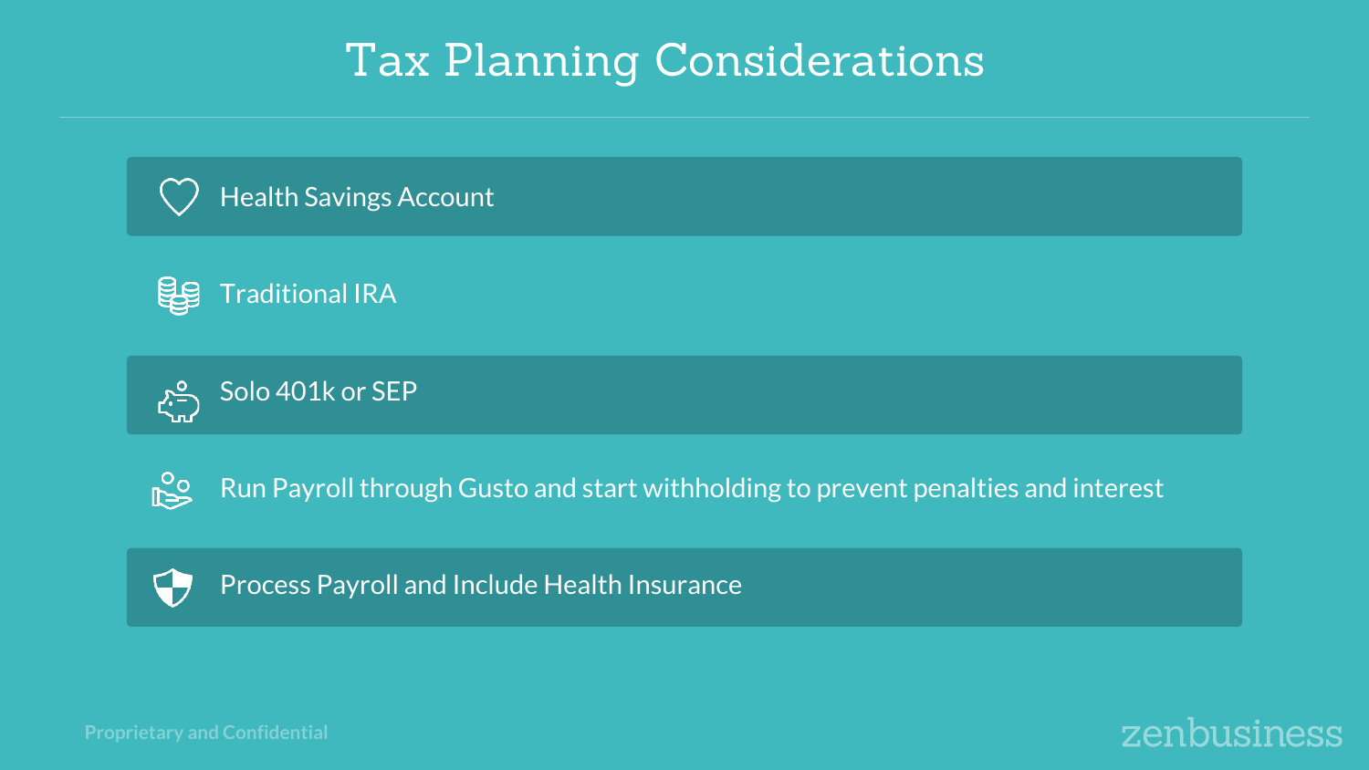# Tax Planning Considerations

- Health Savings Account
- Traditional IRA
- Solo 401k or SEP
- Run Payroll through Gusto and start withholding to prevent penalties and interest
- Process Payroll and Include Health Insurance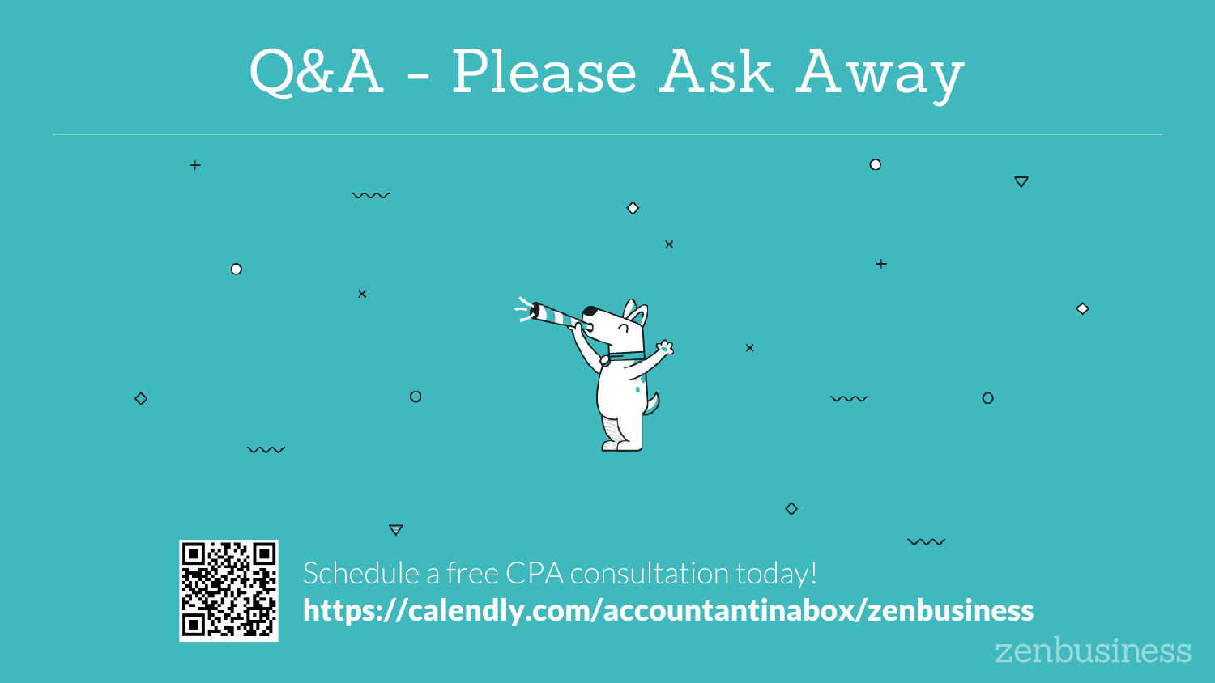# Q&A - Please Ask Away

Schedule a free CPA consultation today!

**https://calendly.com/accountantinabox/zenbusiness**

zenbusiness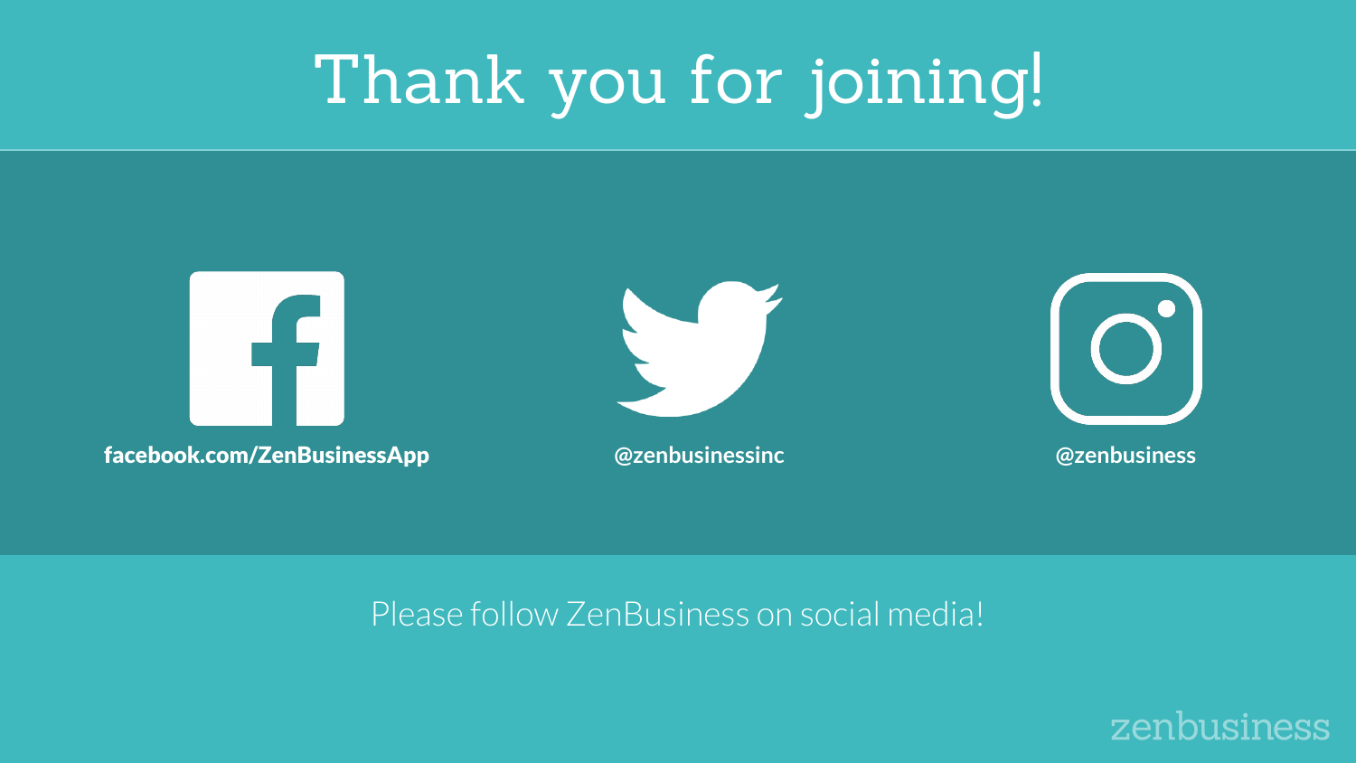# Thank you for joining!

facebook.com/ZenBusinessApp

@zenbusinessinc

@zenbusiness

Please follow ZenBusiness on social media!